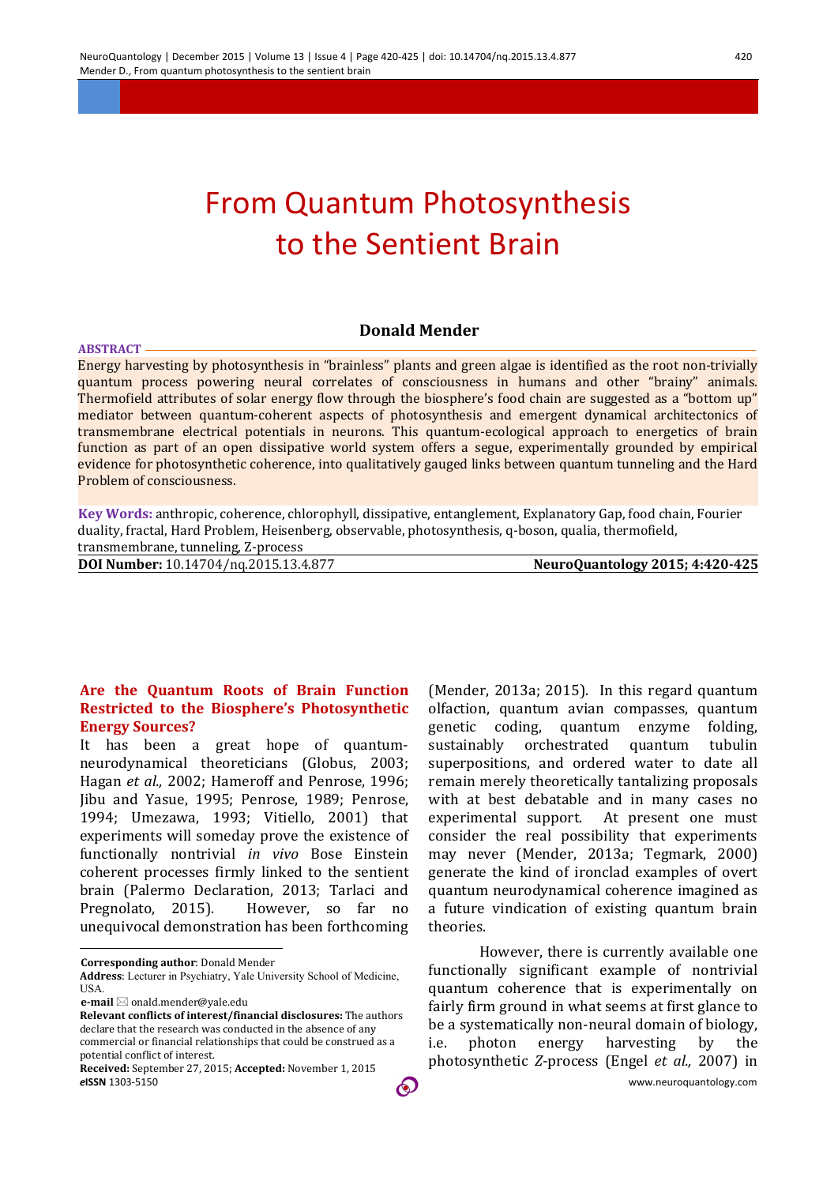# From Quantum Photosynthesis to the Sentient Brain

**Donald Mender**

**ABSTRACT**

Energy harvesting by photosynthesis in "brainless" plants and green algae is identified as the root non-trivially quantum process powering neural correlates of consciousness in humans and other "brainy" animals. Thermofield attributes of solar energy flow through the biosphere's food chain are suggested as a "bottom up" mediator between quantum-coherent aspects of photosynthesis and emergent dynamical architectonics of transmembrane electrical potentials in neurons. This quantum-ecological approach to energetics of brain function as part of an open dissipative world system offers a segue, experimentally grounded by empirical evidence for photosynthetic coherence, into qualitatively gauged links between quantum tunneling and the Hard Problem of consciousness.

**Key Words:** anthropic, coherence, chlorophyll, dissipative, entanglement, Explanatory Gap, food chain, Fourier duality, fractal, Hard Problem, Heisenberg, observable, photosynthesis, q-boson, qualia, thermofield, transmembrane, tunneling, Z-process

**DOI Number:** 10.14704/nq.2015.13.4.877

## Are the Quantum Roots of Brain Function Restricted to the Biosphere's Photosynthetic Energy Sources?

It has been a great hope of quantum-neurodynamical theoreticians (Globus, 2003; Hagan *et al.,* 2002; Hameroff and Penrose, 1996; Jibu and Yasue, 1995; Penrose, 1989; Penrose, 1994; Umezawa, 1993; Vitiello, 2001) that experiments will someday prove the existence of functionally nontrivial *in vivo* Bose Einstein coherent processes firmly linked to the sentient brain (Palermo Declaration, 2013; Tarlaci and Pregnolato, 2015). However, so far no unequivocal demonstration has been forthcoming (Mender, 2013a; 2015). In this regard quantum olfaction, quantum avian compasses, quantum genetic coding, quantum enzyme folding, sustainably orchestrated quantum tubulin superpositions, and ordered water to date all remain merely theoretically tantalizing proposals with at best debatable and in many cases no experimental support. At present one must consider the real possibility that experiments may never (Mender, 2013a; Tegmark, 2000) generate the kind of ironclad examples of overt quantum neurodynamical coherence imagined as a future vindication of existing quantum brain theories.

However, there is currently available one functionally significant example of nontrivial quantum coherence that is experimentally on fairly firm ground in what seems at first glance to be a systematically non-neural domain of biology, i.e. photon energy harvesting by the photosynthetic *Z*-process (Engel *et al.,* 2007) in

---

**Corresponding author**: Donald Mender

**Address**: Lecturer in Psychiatry, Yale University School of Medicine, USA.

**e-mail** ✉ onald.mender@yale.edu

**Relevant conflicts of interest/financial disclosures:** The authors declare that the research was conducted in the absence of any commercial or financial relationships that could be construed as a potential conflict of interest.

**Received:** September 27, 2015; **Accepted:** November 1, 2015

**eISSN** 1303-5150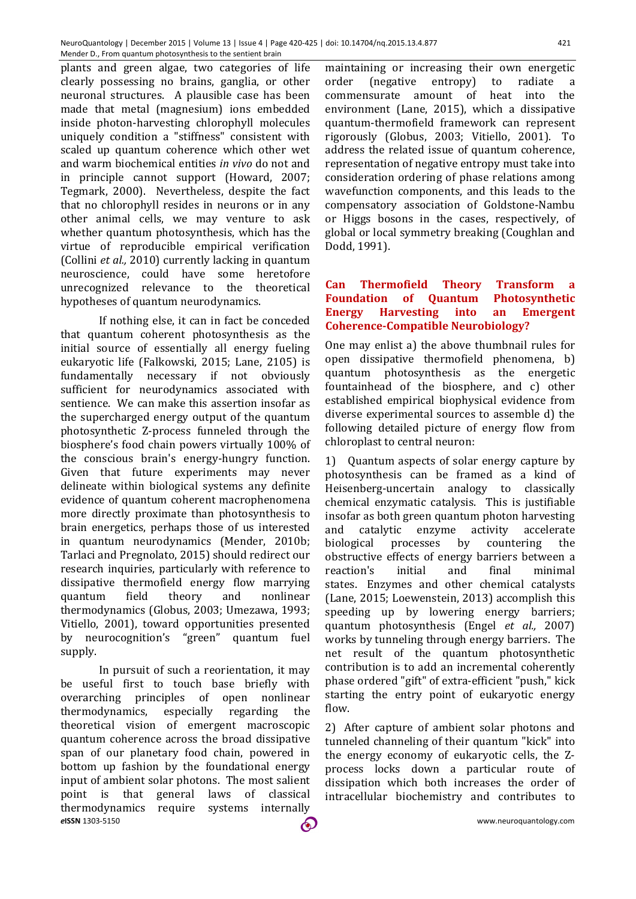plants and green algae, two categories of life clearly possessing no brains, ganglia, or other neuronal structures. A plausible case has been made that metal (magnesium) ions embedded inside photon-harvesting chlorophyll molecules uniquely condition a "stiffness" consistent with scaled up quantum coherence which other wet and warm biochemical entities *in vivo* do not and in principle cannot support (Howard, 2007; Tegmark, 2000). Nevertheless, despite the fact that no chlorophyll resides in neurons or in any other animal cells, we may venture to ask whether quantum photosynthesis, which has the virtue of reproducible empirical verification (Collini *et al.,* 2010) currently lacking in quantum neuroscience, could have some heretofore unrecognized relevance to the theoretical hypotheses of quantum neurodynamics.

If nothing else, it can in fact be conceded that quantum coherent photosynthesis as the initial source of essentially all energy fueling eukaryotic life (Falkowski, 2015; Lane, 2105) is fundamentally necessary if not obviously sufficient for neurodynamics associated with sentience. We can make this assertion insofar as the supercharged energy output of the quantum photosynthetic Z-process funneled through the biosphere's food chain powers virtually 100% of the conscious brain's energy-hungry function. Given that future experiments may never delineate within biological systems any definite evidence of quantum coherent macrophenomena more directly proximate than photosynthesis to brain energetics, perhaps those of us interested in quantum neurodynamics (Mender, 2010b; Tarlaci and Pregnolato, 2015) should redirect our research inquiries, particularly with reference to dissipative thermofield energy flow marrying quantum field theory and nonlinear thermodynamics (Globus, 2003; Umezawa, 1993; Vitiello, 2001), toward opportunities presented by neurocognition's "green" quantum fuel supply.

In pursuit of such a reorientation, it may be useful first to touch base briefly with overarching principles of open nonlinear thermodynamics, especially regarding the theoretical vision of emergent macroscopic quantum coherence across the broad dissipative span of our planetary food chain, powered in bottom up fashion by the foundational energy input of ambient solar photons. The most salient point is that general laws of classical thermodynamics require systems internally maintaining or increasing their own energetic order (negative entropy) to radiate a commensurate amount of heat into the environment (Lane, 2015), which a dissipative quantum-thermofield framework can represent rigorously (Globus, 2003; Vitiello, 2001). To address the related issue of quantum coherence, representation of negative entropy must take into consideration ordering of phase relations among wavefunction components, and this leads to the compensatory association of Goldstone-Nambu or Higgs bosons in the cases, respectively, of global or local symmetry breaking (Coughlan and Dodd, 1991).

## Can Thermofield Theory Transform a Foundation of Quantum Photosynthetic Energy Harvesting into an Emergent Coherence-Compatible Neurobiology?

One may enlist a) the above thumbnail rules for open dissipative thermofield phenomena, b) quantum photosynthesis as the energetic fountainhead of the biosphere, and c) other established empirical biophysical evidence from diverse experimental sources to assemble d) the following detailed picture of energy flow from chloroplast to central neuron:

1) Quantum aspects of solar energy capture by photosynthesis can be framed as a kind of Heisenberg-uncertain analogy to classically chemical enzymatic catalysis. This is justifiable insofar as both green quantum photon harvesting and catalytic enzyme activity accelerate biological processes by countering the obstructive effects of energy barriers between a reaction's initial and final minimal states. Enzymes and other chemical catalysts (Lane, 2015; Loewenstein, 2013) accomplish this speeding up by lowering energy barriers; quantum photosynthesis (Engel *et al.,* 2007) works by tunneling through energy barriers. The net result of the quantum photosynthetic contribution is to add an incremental coherently phase ordered "gift" of extra-efficient "push," kick starting the entry point of eukaryotic energy flow.

2) After capture of ambient solar photons and tunneled channeling of their quantum "kick" into the energy economy of eukaryotic cells, the Z-process locks down a particular route of dissipation which both increases the order of intracellular biochemistry and contributes to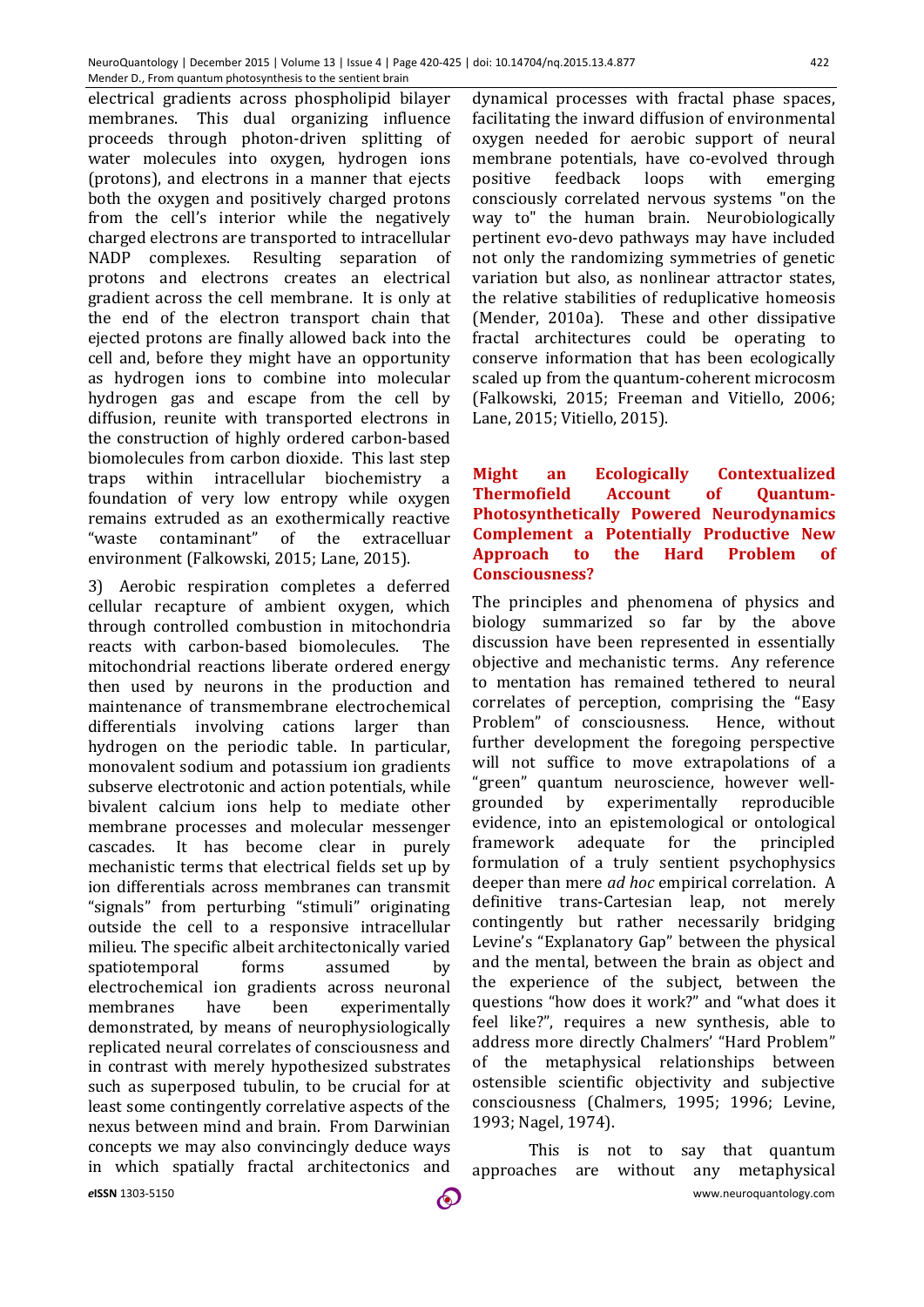electrical gradients across phospholipid bilayer membranes. This dual organizing influence proceeds through photon-driven splitting of water molecules into oxygen, hydrogen ions (protons), and electrons in a manner that ejects both the oxygen and positively charged protons from the cell's interior while the negatively charged electrons are transported to intracellular NADP complexes. Resulting separation of protons and electrons creates an electrical gradient across the cell membrane. It is only at the end of the electron transport chain that ejected protons are finally allowed back into the cell and, before they might have an opportunity as hydrogen ions to combine into molecular hydrogen gas and escape from the cell by diffusion, reunite with transported electrons in the construction of highly ordered carbon-based biomolecules from carbon dioxide. This last step traps within intracellular biochemistry a foundation of very low entropy while oxygen remains extruded as an exothermically reactive "waste contaminant" of the extracelluar environment (Falkowski, 2015; Lane, 2015).

3) Aerobic respiration completes a deferred cellular recapture of ambient oxygen, which through controlled combustion in mitochondria reacts with carbon-based biomolecules. The mitochondrial reactions liberate ordered energy then used by neurons in the production and maintenance of transmembrane electrochemical differentials involving cations larger than hydrogen on the periodic table. In particular, monovalent sodium and potassium ion gradients subserve electrotonic and action potentials, while bivalent calcium ions help to mediate other membrane processes and molecular messenger cascades. It has become clear in purely mechanistic terms that electrical fields set up by ion differentials across membranes can transmit "signals" from perturbing "stimuli" originating outside the cell to a responsive intracellular milieu. The specific albeit architectonically varied spatiotemporal forms assumed by electrochemical ion gradients across neuronal membranes have been experimentally demonstrated, by means of neurophysiologically replicated neural correlates of consciousness and in contrast with merely hypothesized substrates such as superposed tubulin, to be crucial for at least some contingently correlative aspects of the nexus between mind and brain. From Darwinian concepts we may also convincingly deduce ways in which spatially fractal architectonics and dynamical processes with fractal phase spaces, facilitating the inward diffusion of environmental oxygen needed for aerobic support of neural membrane potentials, have co-evolved through positive feedback loops with emerging consciously correlated nervous systems "on the way to" the human brain. Neurobiologically pertinent evo-devo pathways may have included not only the randomizing symmetries of genetic variation but also, as nonlinear attractor states, the relative stabilities of reduplicative homeosis (Mender, 2010a). These and other dissipative fractal architectures could be operating to conserve information that has been ecologically scaled up from the quantum-coherent microcosm (Falkowski, 2015; Freeman and Vitiello, 2006; Lane, 2015; Vitiello, 2015).

## Might an Ecologically Contextualized Thermofield Account of Quantum-Photosynthetically Powered Neurodynamics Complement a Potentially Productive New Approach to the Hard Problem of Consciousness?

The principles and phenomena of physics and biology summarized so far by the above discussion have been represented in essentially objective and mechanistic terms. Any reference to mentation has remained tethered to neural correlates of perception, comprising the "Easy Problem" of consciousness. Hence, without further development the foregoing perspective will not suffice to move extrapolations of a "green" quantum neuroscience, however well-grounded by experimentally reproducible evidence, into an epistemological or ontological framework adequate for the principled formulation of a truly sentient psychophysics deeper than mere *ad hoc* empirical correlation. A definitive trans-Cartesian leap, not merely contingently but rather necessarily bridging Levine's "Explanatory Gap" between the physical and the mental, between the brain as object and the experience of the subject, between the questions "how does it work?" and "what does it feel like?", requires a new synthesis, able to address more directly Chalmers' "Hard Problem" of the metaphysical relationships between ostensible scientific objectivity and subjective consciousness (Chalmers, 1995; 1996; Levine, 1993; Nagel, 1974).

This is not to say that quantum approaches are without any metaphysical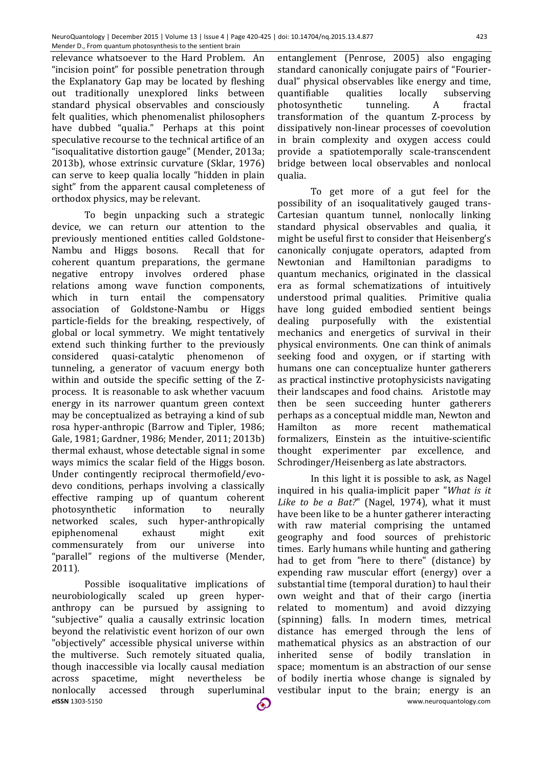relevance whatsoever to the Hard Problem. An "incision point" for possible penetration through the Explanatory Gap may be located by fleshing out traditionally unexplored links between standard physical observables and consciously felt qualities, which phenomenalist philosophers have dubbed "qualia." Perhaps at this point speculative recourse to the technical artifice of an "isoqualitative distortion gauge" (Mender, 2013a; 2013b), whose extrinsic curvature (Sklar, 1976) can serve to keep qualia locally "hidden in plain sight" from the apparent causal completeness of orthodox physics, may be relevant.

To begin unpacking such a strategic device, we can return our attention to the previously mentioned entities called Goldstone-Nambu and Higgs bosons. Recall that for coherent quantum preparations, the germane negative entropy involves ordered phase relations among wave function components, which in turn entail the compensatory association of Goldstone-Nambu or Higgs particle-fields for the breaking, respectively, of global or local symmetry. We might tentatively extend such thinking further to the previously considered quasi-catalytic phenomenon of tunneling, a generator of vacuum energy both within and outside the specific setting of the Z-process. It is reasonable to ask whether vacuum energy in its narrower quantum green context may be conceptualized as betraying a kind of sub rosa hyper-anthropic (Barrow and Tipler, 1986; Gale, 1981; Gardner, 1986; Mender, 2011; 2013b) thermal exhaust, whose detectable signal in some ways mimics the scalar field of the Higgs boson. Under contingently reciprocal thermofield/evo-devo conditions, perhaps involving a classically effective ramping up of quantum coherent photosynthetic information to neurally networked scales, such hyper-anthropically epiphenomenal exhaust might exit commensurately from our universe into "parallel" regions of the multiverse (Mender, 2011).

Possible isoqualitative implications of neurobiologically scaled up green hyper-anthropy can be pursued by assigning to "subjective" qualia a causally extrinsic location beyond the relativistic event horizon of our own "objectively" accessible physical universe within the multiverse. Such remotely situated qualia, though inaccessible via locally causal mediation across spacetime, might nevertheless be nonlocally accessed through superluminal entanglement (Penrose, 2005) also engaging standard canonically conjugate pairs of "Fourier-dual" physical observables like energy and time, quantifiable qualities locally subserving photosynthetic tunneling. A fractal transformation of the quantum Z-process by dissipatively non-linear processes of coevolution in brain complexity and oxygen access could provide a spatiotemporally scale-transcendent bridge between local observables and nonlocal qualia.

To get more of a gut feel for the possibility of an isoqualitatively gauged trans-Cartesian quantum tunnel, nonlocally linking standard physical observables and qualia, it might be useful first to consider that Heisenberg's canonically conjugate operators, adapted from Newtonian and Hamiltonian paradigms to quantum mechanics, originated in the classical era as formal schematizations of intuitively understood primal qualities. Primitive qualia have long guided embodied sentient beings dealing purposefully with the existential mechanics and energetics of survival in their physical environments. One can think of animals seeking food and oxygen, or if starting with humans one can conceptualize hunter gatherers as practical instinctive protophysicists navigating their landscapes and food chains. Aristotle may then be seen succeeding hunter gatherers perhaps as a conceptual middle man, Newton and Hamilton as more recent mathematical formalizers, Einstein as the intuitive-scientific thought experimenter par excellence, and Schrodinger/Heisenberg as late abstractors.

In this light it is possible to ask, as Nagel inquired in his qualia-implicit paper "*What is it Like to be a Bat?*" (Nagel, 1974), what it must have been like to be a hunter gatherer interacting with raw material comprising the untamed geography and food sources of prehistoric times. Early humans while hunting and gathering had to get from "here to there" (distance) by expending raw muscular effort (energy) over a substantial time (temporal duration) to haul their own weight and that of their cargo (inertia related to momentum) and avoid dizzying (spinning) falls. In modern times, metrical distance has emerged through the lens of mathematical physics as an abstraction of our inherited sense of bodily translation in space; momentum is an abstraction of our sense of bodily inertia whose change is signaled by vestibular input to the brain; energy is an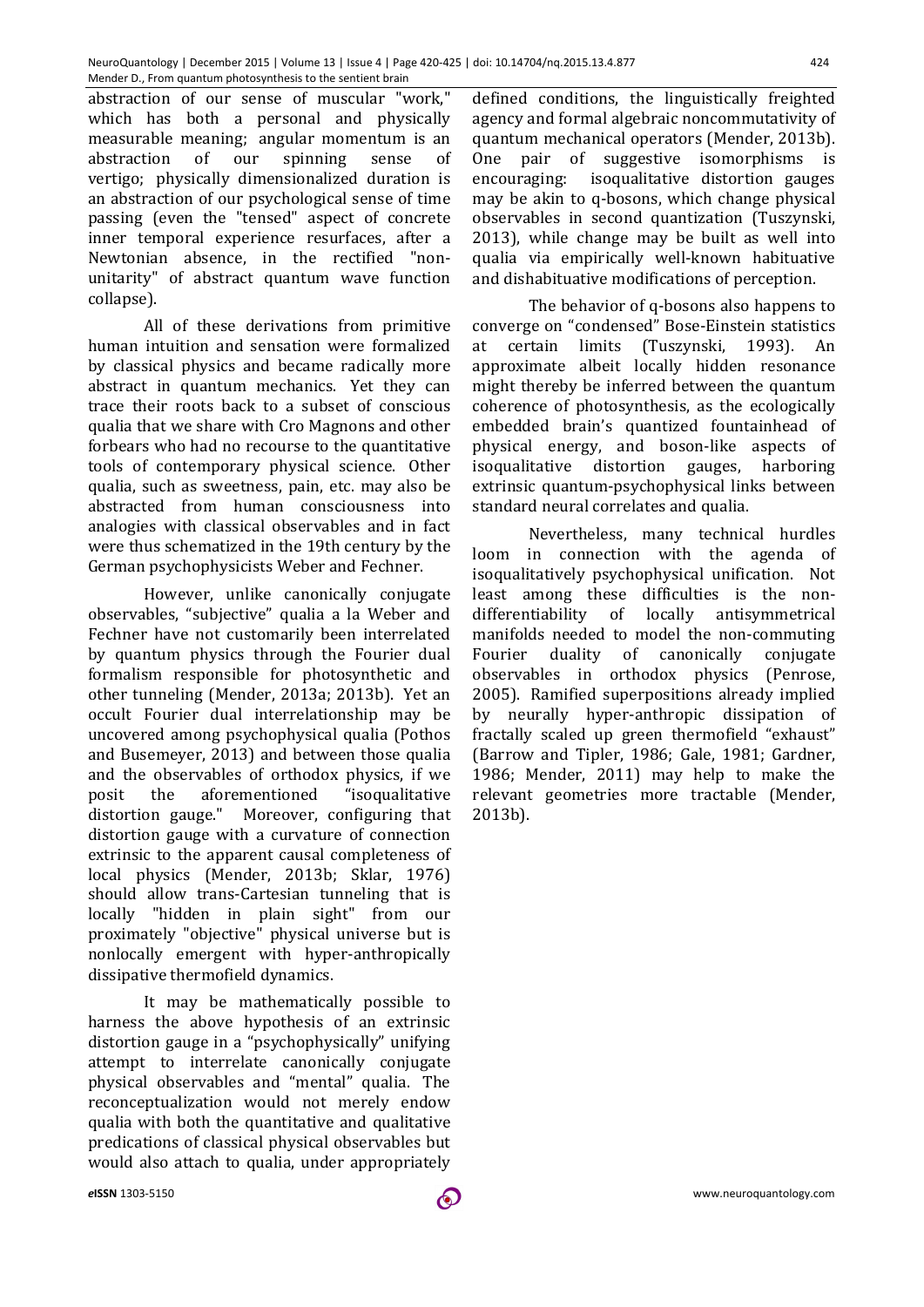abstraction of our sense of muscular "work," which has both a personal and physically measurable meaning; angular momentum is an abstraction of our spinning sense of vertigo; physically dimensionalized duration is an abstraction of our psychological sense of time passing (even the "tensed" aspect of concrete inner temporal experience resurfaces, after a Newtonian absence, in the rectified "non-unitarity" of abstract quantum wave function collapse).

All of these derivations from primitive human intuition and sensation were formalized by classical physics and became radically more abstract in quantum mechanics. Yet they can trace their roots back to a subset of conscious qualia that we share with Cro Magnons and other forbears who had no recourse to the quantitative tools of contemporary physical science. Other qualia, such as sweetness, pain, etc. may also be abstracted from human consciousness into analogies with classical observables and in fact were thus schematized in the 19th century by the German psychophysicists Weber and Fechner.

However, unlike canonically conjugate observables, "subjective" qualia a la Weber and Fechner have not customarily been interrelated by quantum physics through the Fourier dual formalism responsible for photosynthetic and other tunneling (Mender, 2013a; 2013b). Yet an occult Fourier dual interrelationship may be uncovered among psychophysical qualia (Pothos and Busemeyer, 2013) and between those qualia and the observables of orthodox physics, if we posit the aforementioned "isoqualitative distortion gauge." Moreover, configuring that distortion gauge with a curvature of connection extrinsic to the apparent causal completeness of local physics (Mender, 2013b; Sklar, 1976) should allow trans-Cartesian tunneling that is locally "hidden in plain sight" from our proximately "objective" physical universe but is nonlocally emergent with hyper-anthropically dissipative thermofield dynamics.

It may be mathematically possible to harness the above hypothesis of an extrinsic distortion gauge in a "psychophysically" unifying attempt to interrelate canonically conjugate physical observables and "mental" qualia. The reconceptualization would not merely endow qualia with both the quantitative and qualitative predications of classical physical observables but would also attach to qualia, under appropriately defined conditions, the linguistically freighted agency and formal algebraic noncommutativity of quantum mechanical operators (Mender, 2013b). One pair of suggestive isomorphisms is encouraging: isoqualitative distortion gauges may be akin to q-bosons, which change physical observables in second quantization (Tuszynski, 2013), while change may be built as well into qualia via empirically well-known habituative and dishabituative modifications of perception.

The behavior of q-bosons also happens to converge on "condensed" Bose-Einstein statistics at certain limits (Tuszynski, 1993). An approximate albeit locally hidden resonance might thereby be inferred between the quantum coherence of photosynthesis, as the ecologically embedded brain's quantized fountainhead of physical energy, and boson-like aspects of isoqualitative distortion gauges, harboring extrinsic quantum-psychophysical links between standard neural correlates and qualia.

Nevertheless, many technical hurdles loom in connection with the agenda of isoqualitatively psychophysical unification. Not least among these difficulties is the non-differentiability of locally antisymmetrical manifolds needed to model the non-commuting Fourier duality of canonically conjugate observables in orthodox physics (Penrose, 2005). Ramified superpositions already implied by neurally hyper-anthropic dissipation of fractally scaled up green thermofield "exhaust" (Barrow and Tipler, 1986; Gale, 1981; Gardner, 1986; Mender, 2011) may help to make the relevant geometries more tractable (Mender, 2013b).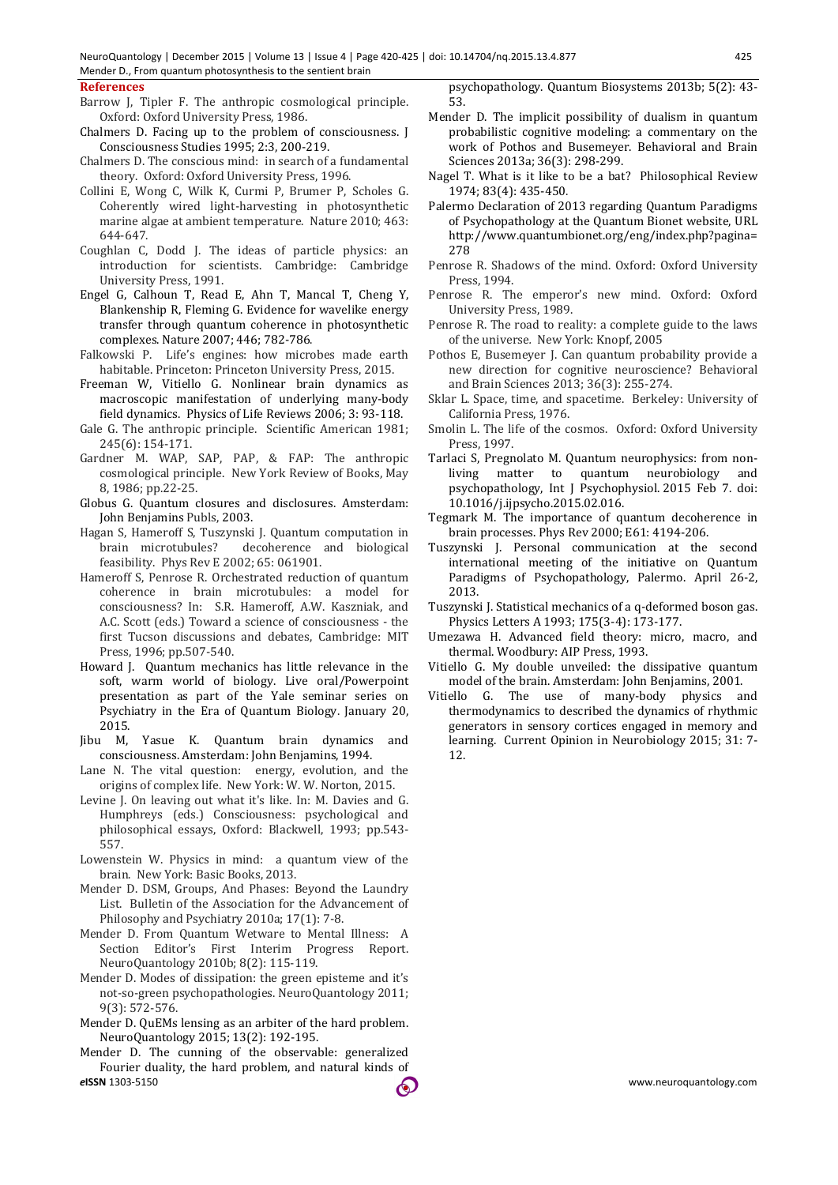## References

Barrow J, Tipler F. The anthropic cosmological principle. Oxford: Oxford University Press, 1986.

Chalmers D. Facing up to the problem of consciousness. J Consciousness Studies 1995; 2:3, 200-219.

Chalmers D. The conscious mind: in search of a fundamental theory. Oxford: Oxford University Press, 1996.

Collini E, Wong C, Wilk K, Curmi P, Brumer P, Scholes G. Coherently wired light-harvesting in photosynthetic marine algae at ambient temperature. Nature 2010; 463: 644-647.

Coughlan C, Dodd J. The ideas of particle physics: an introduction for scientists. Cambridge: Cambridge University Press, 1991.

Engel G, Calhoun T, Read E, Ahn T, Mancal T, Cheng Y, Blankenship R, Fleming G. Evidence for wavelike energy transfer through quantum coherence in photosynthetic complexes. Nature 2007; 446; 782-786.

Falkowski P. Life's engines: how microbes made earth habitable. Princeton: Princeton University Press, 2015.

Freeman W, Vitiello G. Nonlinear brain dynamics as macroscopic manifestation of underlying many-body field dynamics. Physics of Life Reviews 2006; 3: 93-118.

Gale G. The anthropic principle. Scientific American 1981; 245(6): 154-171.

Gardner M. WAP, SAP, PAP, & FAP: The anthropic cosmological principle. New York Review of Books, May 8, 1986; pp.22-25.

Globus G. Quantum closures and disclosures. Amsterdam: John Benjamins Publs, 2003.

Hagan S, Hameroff S, Tuszynski J. Quantum computation in brain microtubules? decoherence and biological feasibility. Phys Rev E 2002; 65: 061901.

Hameroff S, Penrose R. Orchestrated reduction of quantum coherence in brain microtubules: a model for consciousness? In: S.R. Hameroff, A.W. Kaszniak, and A.C. Scott (eds.) Toward a science of consciousness - the first Tucson discussions and debates, Cambridge: MIT Press, 1996; pp.507-540.

Howard J. Quantum mechanics has little relevance in the soft, warm world of biology. Live oral/Powerpoint presentation as part of the Yale seminar series on Psychiatry in the Era of Quantum Biology. January 20, 2015.

Jibu M, Yasue K. Quantum brain dynamics and consciousness. Amsterdam: John Benjamins, 1994.

Lane N. The vital question: energy, evolution, and the origins of complex life. New York: W. W. Norton, 2015.

Levine J. On leaving out what it's like. In: M. Davies and G. Humphreys (eds.) Consciousness: psychological and philosophical essays, Oxford: Blackwell, 1993; pp.543-557.

Lowenstein W. Physics in mind: a quantum view of the brain. New York: Basic Books, 2013.

Mender D. DSM, Groups, And Phases: Beyond the Laundry List. Bulletin of the Association for the Advancement of Philosophy and Psychiatry 2010a; 17(1): 7-8.

Mender D. From Quantum Wetware to Mental Illness: A Section Editor's First Interim Progress Report. NeuroQuantology 2010b; 8(2): 115-119.

Mender D. Modes of dissipation: the green episteme and it's not-so-green psychopathologies. NeuroQuantology 2011; 9(3): 572-576.

Mender D. QuEMs lensing as an arbiter of the hard problem. NeuroQuantology 2015; 13(2): 192-195.

Mender D. The cunning of the observable: generalized Fourier duality, the hard problem, and natural kinds of psychopathology. Quantum Biosystems 2013b; 5(2): 43-53.

Mender D. The implicit possibility of dualism in quantum probabilistic cognitive modeling: a commentary on the work of Pothos and Busemeyer. Behavioral and Brain Sciences 2013a; 36(3): 298-299.

Nagel T. What is it like to be a bat? Philosophical Review 1974; 83(4): 435-450.

Palermo Declaration of 2013 regarding Quantum Paradigms of Psychopathology at the Quantum Bionet website, URL http://www.quantumbionet.org/eng/index.php?pagina=278

Penrose R. Shadows of the mind. Oxford: Oxford University Press, 1994.

Penrose R. The emperor's new mind. Oxford: Oxford University Press, 1989.

Penrose R. The road to reality: a complete guide to the laws of the universe. New York: Knopf, 2005

Pothos E, Busemeyer J. Can quantum probability provide a new direction for cognitive neuroscience? Behavioral and Brain Sciences 2013; 36(3): 255-274.

Sklar L. Space, time, and spacetime. Berkeley: University of California Press, 1976.

Smolin L. The life of the cosmos. Oxford: Oxford University Press, 1997.

Tarlaci S, Pregnolato M. Quantum neurophysics: from non-living matter to quantum neurobiology and psychopathology, Int J Psychophysiol. 2015 Feb 7. doi: 10.1016/j.ijpsycho.2015.02.016.

Tegmark M. The importance of quantum decoherence in brain processes. Phys Rev 2000; E61: 4194-206.

Tuszynski J. Personal communication at the second international meeting of the initiative on Quantum Paradigms of Psychopathology, Palermo. April 26-2, 2013.

Tuszynski J. Statistical mechanics of a q-deformed boson gas. Physics Letters A 1993; 175(3-4): 173-177.

Umezawa H. Advanced field theory: micro, macro, and thermal. Woodbury: AIP Press, 1993.

Vitiello G. My double unveiled: the dissipative quantum model of the brain. Amsterdam: John Benjamins, 2001.

Vitiello G. The use of many-body physics and thermodynamics to described the dynamics of rhythmic generators in sensory cortices engaged in memory and learning. Current Opinion in Neurobiology 2015; 31: 7-12.